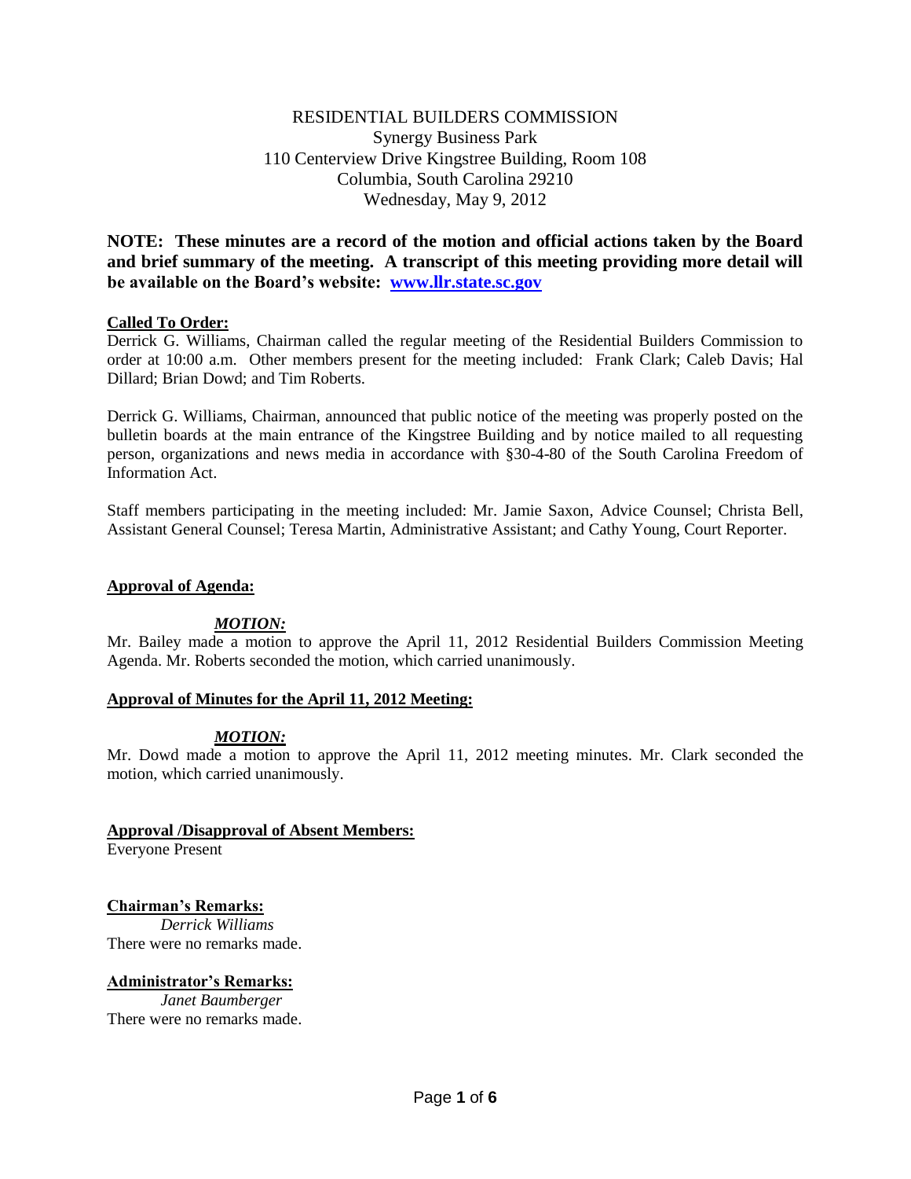RESIDENTIAL BUILDERS COMMISSION
Synergy Business Park
110 Centerview Drive Kingstree Building, Room 108
Columbia, South Carolina 29210
Wednesday, May 9, 2012

**NOTE: These minutes are a record of the motion and official actions taken by the Board and brief summary of the meeting. A transcript of this meeting providing more detail will be available on the Board's website: [www.llr.state.sc.gov](http://www.llr.state.sc.gov)**

**Called To Order:**

Derrick G. Williams, Chairman called the regular meeting of the Residential Builders Commission to order at 10:00 a.m. Other members present for the meeting included: Frank Clark; Caleb Davis; Hal Dillard; Brian Dowd; and Tim Roberts.

Derrick G. Williams, Chairman, announced that public notice of the meeting was properly posted on the bulletin boards at the main entrance of the Kingstree Building and by notice mailed to all requesting person, organizations and news media in accordance with §30-4-80 of the South Carolina Freedom of Information Act.

Staff members participating in the meeting included: Mr. Jamie Saxon, Advice Counsel; Christa Bell, Assistant General Counsel; Teresa Martin, Administrative Assistant; and Cathy Young, Court Reporter.

**Approval of Agenda:**

***MOTION:***

Mr. Bailey made a motion to approve the April 11, 2012 Residential Builders Commission Meeting Agenda. Mr. Roberts seconded the motion, which carried unanimously.

**Approval of Minutes for the April 11, 2012 Meeting:**

***MOTION:***

Mr. Dowd made a motion to approve the April 11, 2012 meeting minutes. Mr. Clark seconded the motion, which carried unanimously.

**Approval /Disapproval of Absent Members:**

Everyone Present

**Chairman's Remarks:**

*Derrick Williams*

There were no remarks made.

**Administrator's Remarks:**

*Janet Baumberger*

There were no remarks made.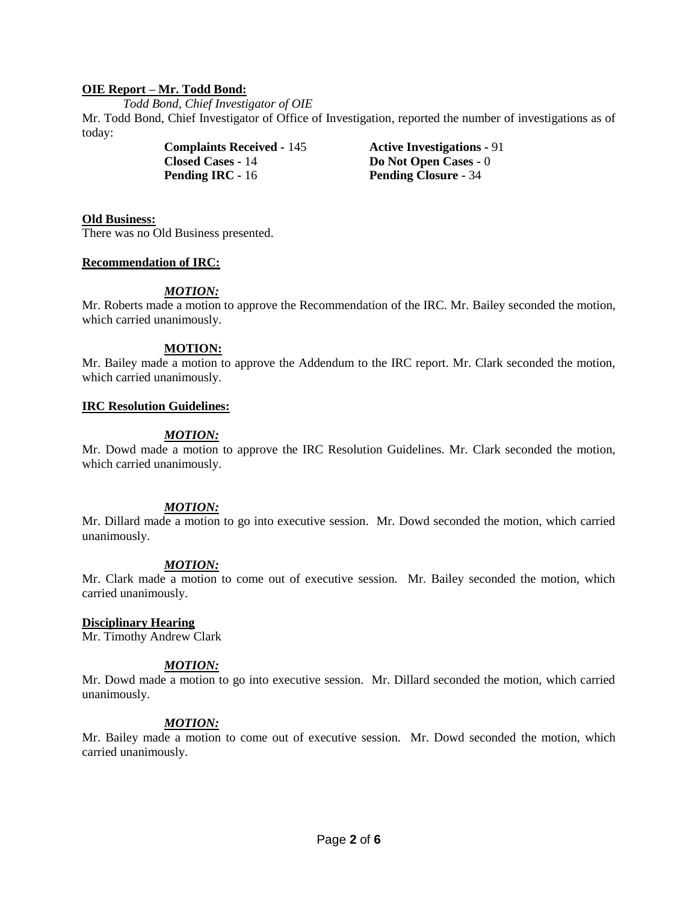**OIE Report – Mr. Todd Bond:**

*Todd Bond, Chief Investigator of OIE*

Mr. Todd Bond, Chief Investigator of Office of Investigation, reported the number of investigations as of today:

| | |
|---|---|
| **Complaints Received -** 145 | **Active Investigations -** 91 |
| **Closed Cases -** 14 | **Do Not Open Cases -** 0 |
| **Pending IRC -** 16 | **Pending Closure -** 34 |

**Old Business:**

There was no Old Business presented.

**Recommendation of IRC:**

***MOTION:***

Mr. Roberts made a motion to approve the Recommendation of the IRC. Mr. Bailey seconded the motion, which carried unanimously.

**MOTION:**

Mr. Bailey made a motion to approve the Addendum to the IRC report. Mr. Clark seconded the motion, which carried unanimously.

**IRC Resolution Guidelines:**

***MOTION:***

Mr. Dowd made a motion to approve the IRC Resolution Guidelines. Mr. Clark seconded the motion, which carried unanimously.

***MOTION:***

Mr. Dillard made a motion to go into executive session. Mr. Dowd seconded the motion, which carried unanimously.

***MOTION:***

Mr. Clark made a motion to come out of executive session. Mr. Bailey seconded the motion, which carried unanimously.

**Disciplinary Hearing**

Mr. Timothy Andrew Clark

***MOTION:***

Mr. Dowd made a motion to go into executive session. Mr. Dillard seconded the motion, which carried unanimously.

***MOTION:***

Mr. Bailey made a motion to come out of executive session. Mr. Dowd seconded the motion, which carried unanimously.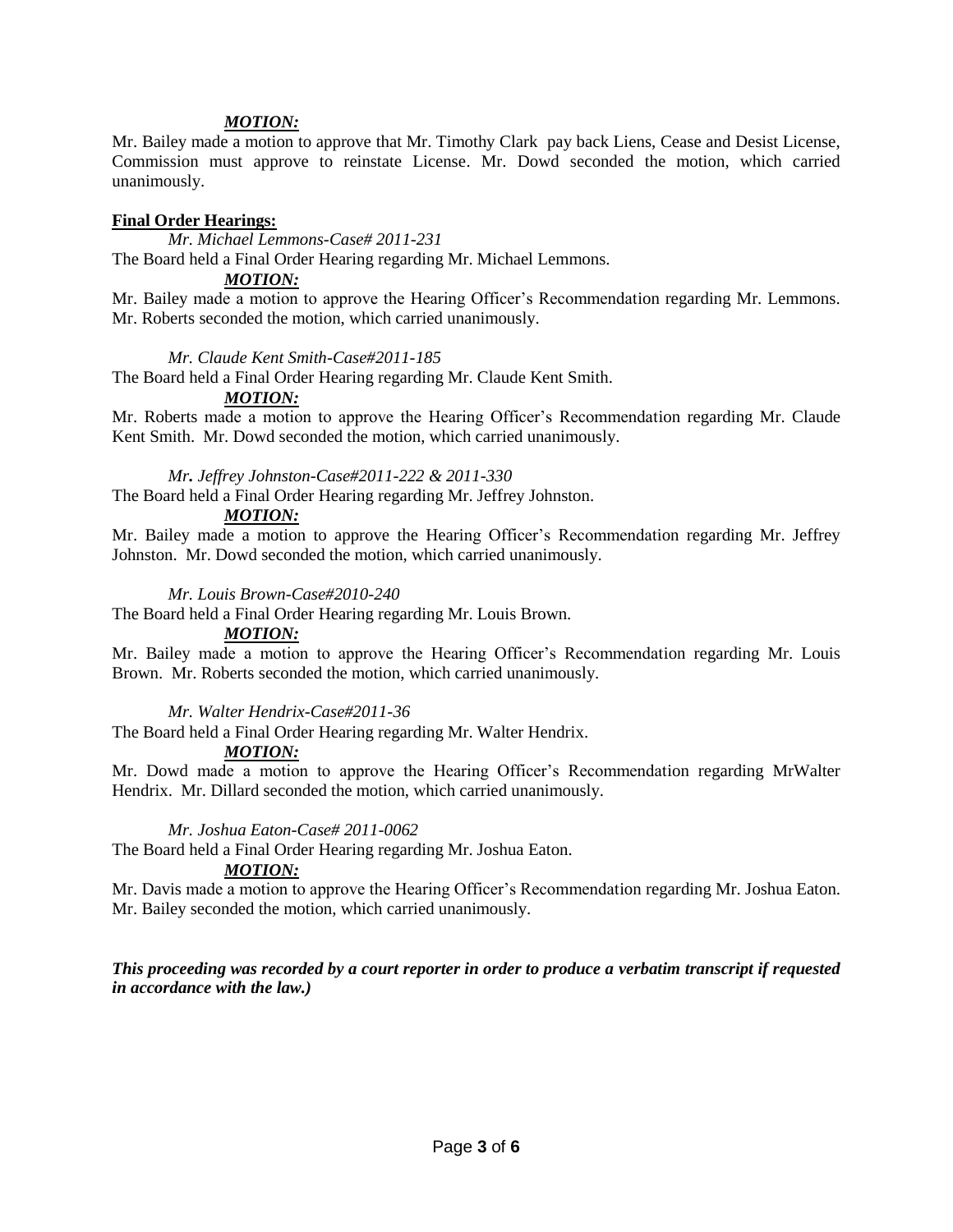***MOTION:***

Mr. Bailey made a motion to approve that Mr. Timothy Clark pay back Liens, Cease and Desist License, Commission must approve to reinstate License. Mr. Dowd seconded the motion, which carried unanimously.

**Final Order Hearings:**

*Mr. Michael Lemmons-Case# 2011-231*

The Board held a Final Order Hearing regarding Mr. Michael Lemmons.

***MOTION:***

Mr. Bailey made a motion to approve the Hearing Officer's Recommendation regarding Mr. Lemmons. Mr. Roberts seconded the motion, which carried unanimously.

*Mr. Claude Kent Smith-Case#2011-185*

The Board held a Final Order Hearing regarding Mr. Claude Kent Smith.

***MOTION:***

Mr. Roberts made a motion to approve the Hearing Officer's Recommendation regarding Mr. Claude Kent Smith. Mr. Dowd seconded the motion, which carried unanimously.

*Mr**.** Jeffrey Johnston-Case#2011-222 & 2011-330*

The Board held a Final Order Hearing regarding Mr. Jeffrey Johnston.

***MOTION:***

Mr. Bailey made a motion to approve the Hearing Officer's Recommendation regarding Mr. Jeffrey Johnston. Mr. Dowd seconded the motion, which carried unanimously.

*Mr. Louis Brown-Case#2010-240*

The Board held a Final Order Hearing regarding Mr. Louis Brown.

***MOTION:***

Mr. Bailey made a motion to approve the Hearing Officer's Recommendation regarding Mr. Louis Brown. Mr. Roberts seconded the motion, which carried unanimously.

*Mr. Walter Hendrix-Case#2011-36*

The Board held a Final Order Hearing regarding Mr. Walter Hendrix.

***MOTION:***

Mr. Dowd made a motion to approve the Hearing Officer's Recommendation regarding MrWalter Hendrix. Mr. Dillard seconded the motion, which carried unanimously.

*Mr. Joshua Eaton-Case# 2011-0062*

The Board held a Final Order Hearing regarding Mr. Joshua Eaton.

***MOTION:***

Mr. Davis made a motion to approve the Hearing Officer's Recommendation regarding Mr. Joshua Eaton. Mr. Bailey seconded the motion, which carried unanimously.

***This proceeding was recorded by a court reporter in order to produce a verbatim transcript if requested in accordance with the law.)***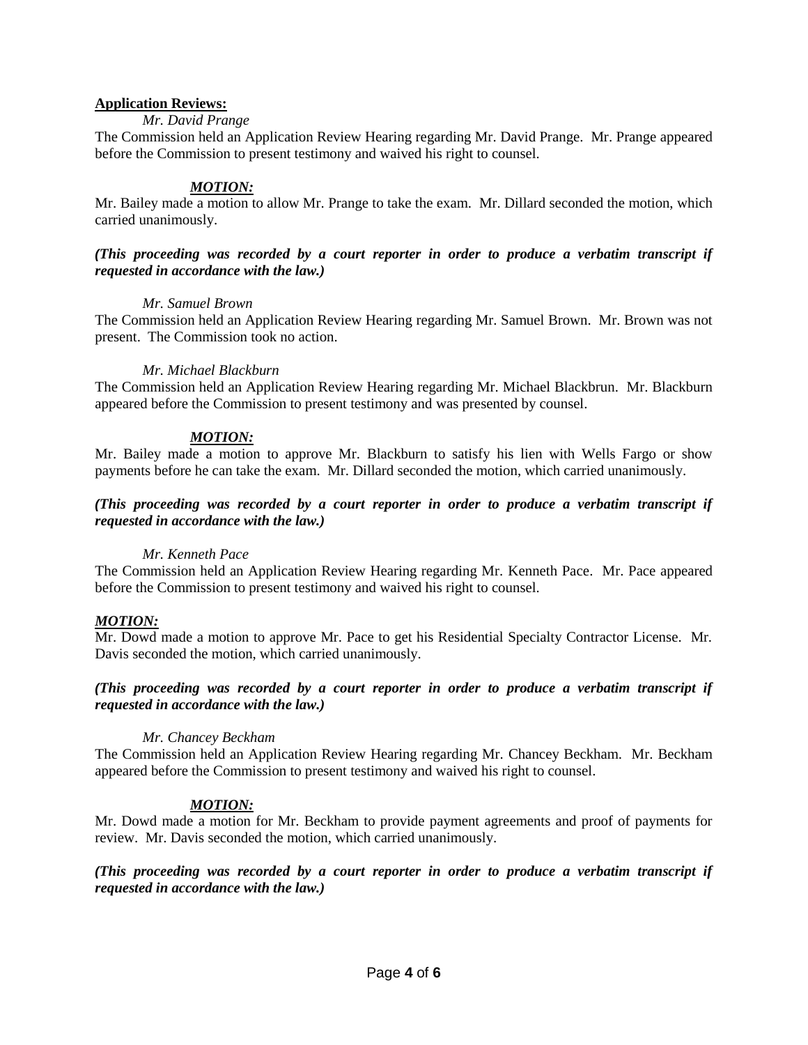**Application Reviews:**

*Mr. David Prange*

The Commission held an Application Review Hearing regarding Mr. David Prange. Mr. Prange appeared before the Commission to present testimony and waived his right to counsel.

***MOTION:***

Mr. Bailey made a motion to allow Mr. Prange to take the exam. Mr. Dillard seconded the motion, which carried unanimously.

***(This proceeding was recorded by a court reporter in order to produce a verbatim transcript if requested in accordance with the law.)***

*Mr. Samuel Brown*

The Commission held an Application Review Hearing regarding Mr. Samuel Brown. Mr. Brown was not present. The Commission took no action.

*Mr. Michael Blackburn*

The Commission held an Application Review Hearing regarding Mr. Michael Blackbrun. Mr. Blackburn appeared before the Commission to present testimony and was presented by counsel.

***MOTION:***

Mr. Bailey made a motion to approve Mr. Blackburn to satisfy his lien with Wells Fargo or show payments before he can take the exam. Mr. Dillard seconded the motion, which carried unanimously.

***(This proceeding was recorded by a court reporter in order to produce a verbatim transcript if requested in accordance with the law.)***

*Mr. Kenneth Pace*

The Commission held an Application Review Hearing regarding Mr. Kenneth Pace. Mr. Pace appeared before the Commission to present testimony and waived his right to counsel.

***MOTION:***

Mr. Dowd made a motion to approve Mr. Pace to get his Residential Specialty Contractor License. Mr. Davis seconded the motion, which carried unanimously.

***(This proceeding was recorded by a court reporter in order to produce a verbatim transcript if requested in accordance with the law.)***

*Mr. Chancey Beckham*

The Commission held an Application Review Hearing regarding Mr. Chancey Beckham. Mr. Beckham appeared before the Commission to present testimony and waived his right to counsel.

***MOTION:***

Mr. Dowd made a motion for Mr. Beckham to provide payment agreements and proof of payments for review. Mr. Davis seconded the motion, which carried unanimously.

***(This proceeding was recorded by a court reporter in order to produce a verbatim transcript if requested in accordance with the law.)***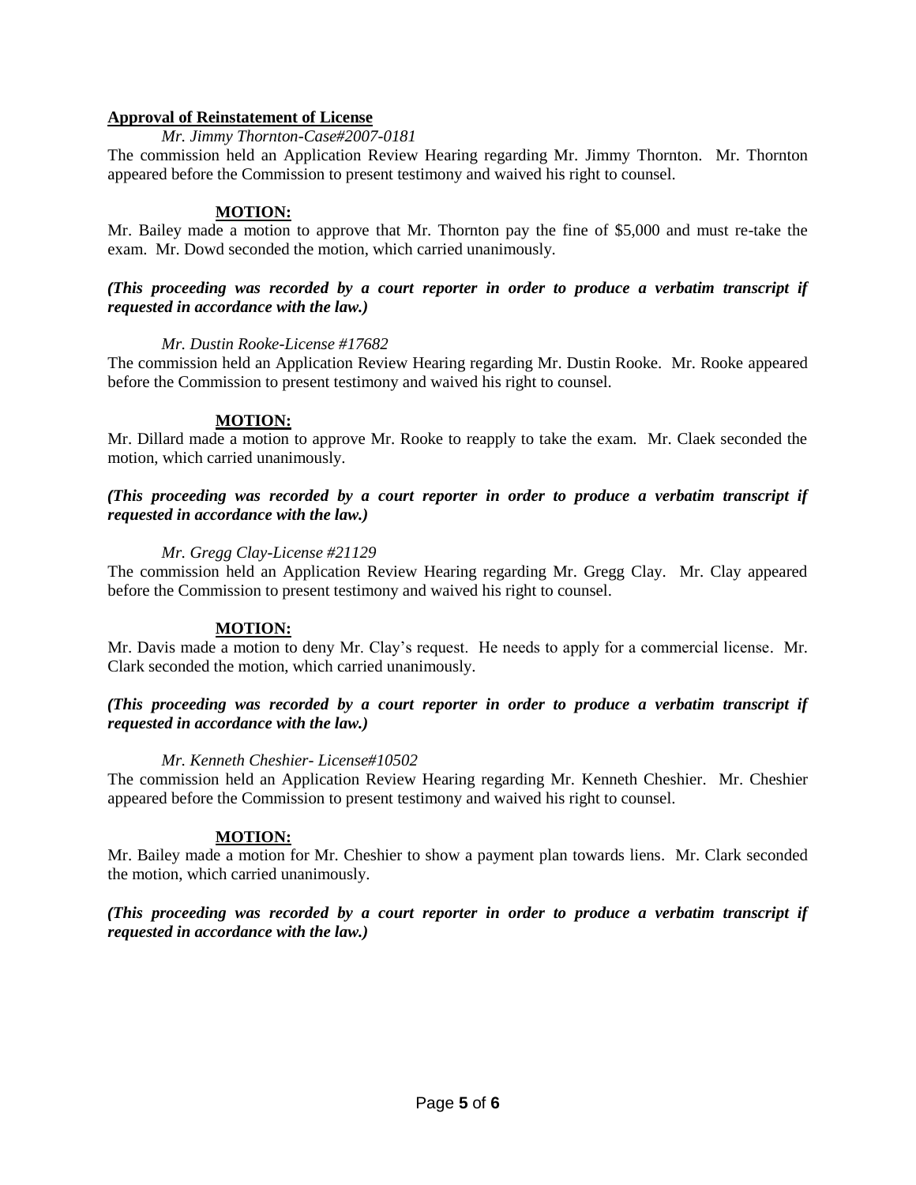**Approval of Reinstatement of License**

*Mr. Jimmy Thornton-Case#2007-0181*

The commission held an Application Review Hearing regarding Mr. Jimmy Thornton. Mr. Thornton appeared before the Commission to present testimony and waived his right to counsel.

**MOTION:**

Mr. Bailey made a motion to approve that Mr. Thornton pay the fine of $5,000 and must re-take the exam. Mr. Dowd seconded the motion, which carried unanimously.

***(This proceeding was recorded by a court reporter in order to produce a verbatim transcript if requested in accordance with the law.)***

*Mr. Dustin Rooke-License #17682*

The commission held an Application Review Hearing regarding Mr. Dustin Rooke. Mr. Rooke appeared before the Commission to present testimony and waived his right to counsel.

**MOTION:**

Mr. Dillard made a motion to approve Mr. Rooke to reapply to take the exam. Mr. Claek seconded the motion, which carried unanimously.

***(This proceeding was recorded by a court reporter in order to produce a verbatim transcript if requested in accordance with the law.)***

*Mr. Gregg Clay-License #21129*

The commission held an Application Review Hearing regarding Mr. Gregg Clay. Mr. Clay appeared before the Commission to present testimony and waived his right to counsel.

**MOTION:**

Mr. Davis made a motion to deny Mr. Clay's request. He needs to apply for a commercial license. Mr. Clark seconded the motion, which carried unanimously.

***(This proceeding was recorded by a court reporter in order to produce a verbatim transcript if requested in accordance with the law.)***

*Mr. Kenneth Cheshier- License#10502*

The commission held an Application Review Hearing regarding Mr. Kenneth Cheshier. Mr. Cheshier appeared before the Commission to present testimony and waived his right to counsel.

**MOTION:**

Mr. Bailey made a motion for Mr. Cheshier to show a payment plan towards liens. Mr. Clark seconded the motion, which carried unanimously.

***(This proceeding was recorded by a court reporter in order to produce a verbatim transcript if requested in accordance with the law.)***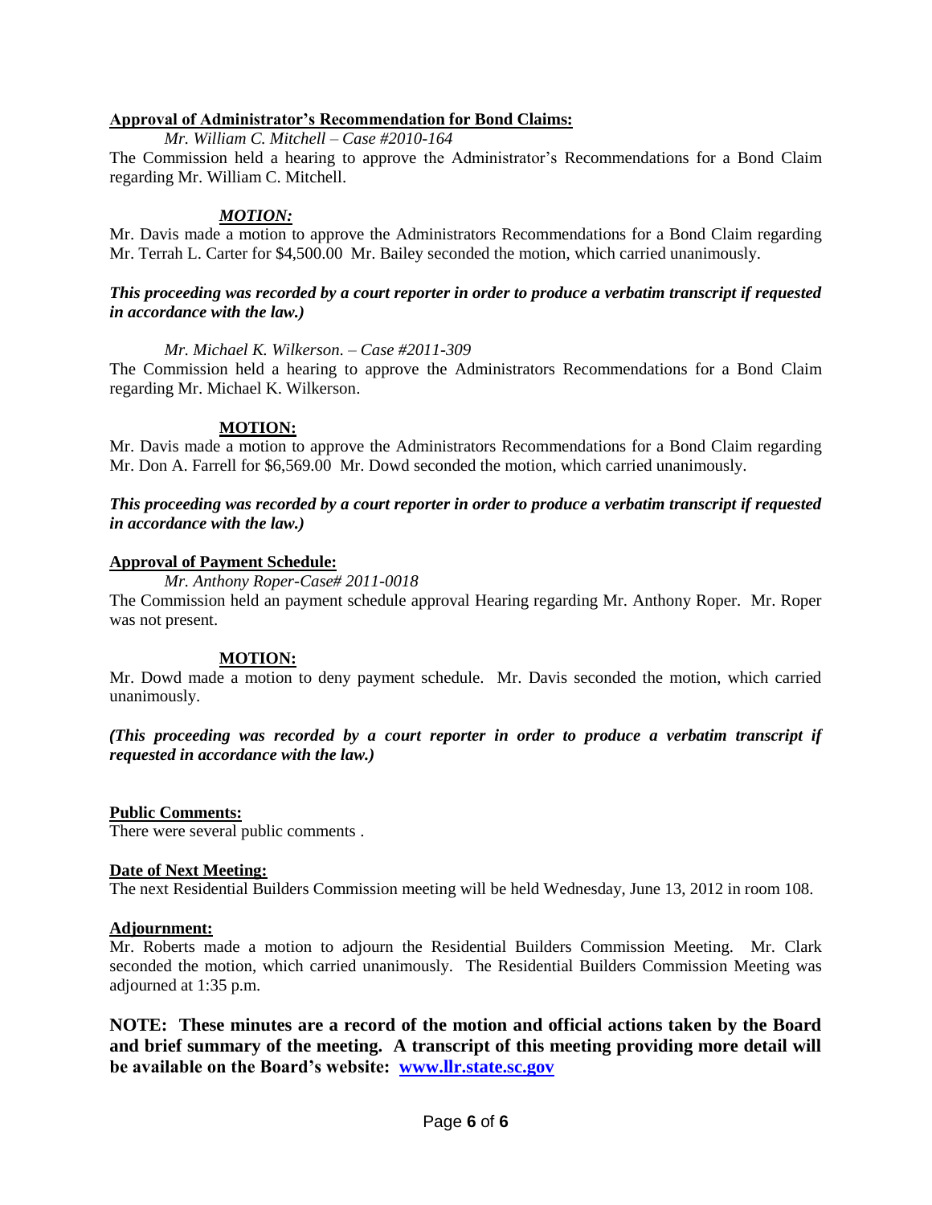**Approval of Administrator's Recommendation for Bond Claims:**

*Mr. William C. Mitchell – Case #2010-164*

The Commission held a hearing to approve the Administrator's Recommendations for a Bond Claim regarding Mr. William C. Mitchell.

***MOTION:***

Mr. Davis made a motion to approve the Administrators Recommendations for a Bond Claim regarding Mr. Terrah L. Carter for $4,500.00 Mr. Bailey seconded the motion, which carried unanimously.

***This proceeding was recorded by a court reporter in order to produce a verbatim transcript if requested in accordance with the law.)***

*Mr. Michael K. Wilkerson. – Case #2011-309*

The Commission held a hearing to approve the Administrators Recommendations for a Bond Claim regarding Mr. Michael K. Wilkerson.

**MOTION:**

Mr. Davis made a motion to approve the Administrators Recommendations for a Bond Claim regarding Mr. Don A. Farrell for $6,569.00 Mr. Dowd seconded the motion, which carried unanimously.

***This proceeding was recorded by a court reporter in order to produce a verbatim transcript if requested in accordance with the law.)***

**Approval of Payment Schedule:**

*Mr. Anthony Roper-Case# 2011-0018*

The Commission held an payment schedule approval Hearing regarding Mr. Anthony Roper. Mr. Roper was not present.

**MOTION:**

Mr. Dowd made a motion to deny payment schedule. Mr. Davis seconded the motion, which carried unanimously.

***(This proceeding was recorded by a court reporter in order to produce a verbatim transcript if requested in accordance with the law.)***

**Public Comments:**

There were several public comments .

**Date of Next Meeting:**

The next Residential Builders Commission meeting will be held Wednesday, June 13, 2012 in room 108.

**Adjournment:**

Mr. Roberts made a motion to adjourn the Residential Builders Commission Meeting. Mr. Clark seconded the motion, which carried unanimously. The Residential Builders Commission Meeting was adjourned at 1:35 p.m.

**NOTE: These minutes are a record of the motion and official actions taken by the Board and brief summary of the meeting. A transcript of this meeting providing more detail will be available on the Board's website: [www.llr.state.sc.gov](http://www.llr.state.sc.gov)**